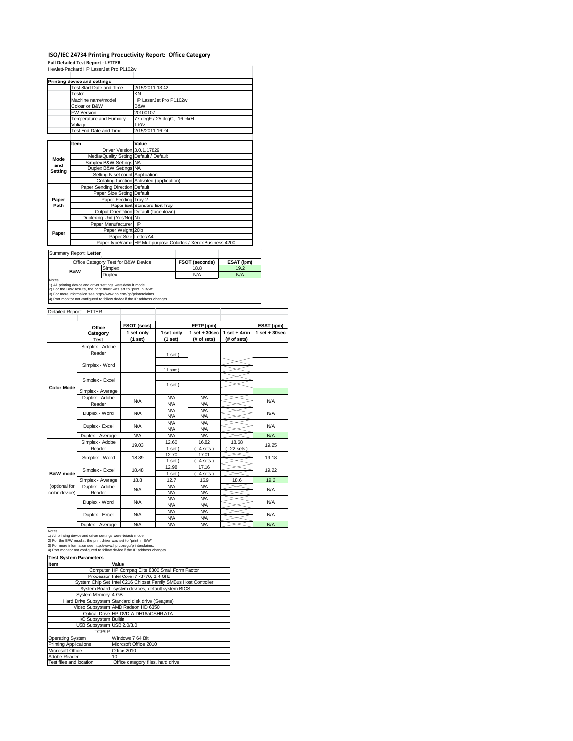# ISO/IEC 24734 Printing Productivity Report: Office Category

**Full Detailed Test Report - LETTER**

Hewlett-Packard HP LaserJet Pro P1102w

| Printing device and settings | |
|---|---|
| Test Start Date and Time | 2/15/2011 13:42 |
| Tester | KN |
| Machine name/model | HP LaserJet Pro P1102w |
| Colour or B&W | B&W |
| FW Version | 20100107 |
| Temperature and Humidity | 77 degF / 25 degC, 16 %rH |
| Voltage | 110V |
| Test End Date and Time | 2/15/2011 16:24 |

| | Item | Value |
|---|---|---|
| Mode and Setting | Driver Version | 3.0.1.17829 |
| | Media/Quality Setting | Default / Default |
| | Simplex B&W Settings | NA |
| | Duplex B&W Settings | NA |
| | Setting N set count | Application |
| | Collating function | Activated (application) |
| Paper Path | Paper Sending Direction | Default |
| | Paper Size Setting | Default |
| | Paper Feeding | Tray 2 |
| | Paper Exit | Standard Exit Tray |
| | Output Orientation | Default (face down) |
| | Duplexing Unit (Yes/No) | No |
| Paper | Paper Manufacturer | HP |
| | Paper Weight | 20lb |
| | Paper Size | Letter/A4 |
| | Paper type/name | HP Multipurpose Colorlok / Xerox Business 4200 |

Summary Report: **Letter**

| Office Category Test for B&W Device | | FSOT (seconds) | ESAT (ipm) |
|---|---|---|---|
| B&W | Simplex | 18.8 | 19.2 |
| | Duplex | N/A | N/A |

Notes
1) All printing device and driver settings were default mode.
2) For the B/W results, the print driver was set to "print in B/W".
3) For more information see http://www.hp.com/go/printerclaims.
4) Port monitor not configured to follow device if the IP address changes.

Detailed Report: LETTER

| | Office Category Test | FSOT (secs) 1 set only (1 set) | EFTP (ipm) 1 set only (1 set) | EFTP (ipm) 1 set + 30sec (# of sets) | EFTP (ipm) 1 set + 4min (# of sets) | ESAT (ipm) 1 set + 30sec |
|---|---|---|---|---|---|---|
| Color Mode | Simplex - Adobe Reader | | ( 1 set ) | | | |
| | Simplex - Word | | ( 1 set ) | | | |
| | Simplex - Excel | | ( 1 set ) | | | |
| | Simplex - Average | | | | | |
| | Duplex - Adobe Reader | N/A | N/A<br>N/A | N/A<br>N/A | | N/A |
| | Duplex - Word | N/A | N/A<br>N/A | N/A<br>N/A | | N/A |
| | Duplex - Excel | N/A | N/A<br>N/A | N/A<br>N/A | | N/A |
| | Duplex - Average | N/A | N/A | N/A | | N/A |
| B&W mode (optional for color device) | Simplex - Adobe Reader | 19.03 | 12.60<br>( 1 set ) | 16.82<br>( 4 sets ) | 18.68<br>( 22 sets ) | 19.25 |
| | Simplex - Word | 18.89 | 12.70<br>( 1 set ) | 17.01<br>( 4 sets ) | | 19.18 |
| | Simplex - Excel | 18.48 | 12.98<br>( 1 set ) | 17.16<br>( 4 sets ) | | 19.22 |
| | Simplex - Average | 18.8 | 12.7 | 16.9 | 18.6 | 19.2 |
| | Duplex - Adobe Reader | N/A | N/A<br>N/A | N/A<br>N/A | | N/A |
| | Duplex - Word | N/A | N/A<br>N/A | N/A<br>N/A | | N/A |
| | Duplex - Excel | N/A | N/A<br>N/A | N/A<br>N/A | | N/A |
| | Duplex - Average | N/A | N/A | N/A | | N/A |

Notes
1) All printing device and driver settings were default mode.
2) For the B/W results, the print driver was set to "print in B/W".
3) For more information see http://www.hp.com/go/printerclaims.
4) Port monitor not configured to follow device if the IP address changes.

| Test System Parameters | |
|---|---|
| **Item** | **Value** |
| Computer | HP Compaq Elite 8300 Small Form Factor |
| Processor | Intel Core i7 -3770, 3.4 GHz |
| System Chip Set | Intel C216 Chipset Family SMBus Host Controller |
| System Board | system devices, default system BIOS |
| System Memory | 4 GB |
| Hard Drive Subsystem | Standard disk drive (Seagate) |
| Video Subsystem | AMD Radeon HD 6350 |
| Optical Drive | HP DVD A DH16aCSHR ATA |
| I/O Subsystem | Builtin |
| USB Subsystem | USB 2.0/3.0 |
| TCP/IP | |
| Operating System | Windows 7 64 Bit |
| Printing Applications | Microsoft Office 2010 |
| Microsoft Office | Office 2010 |
| Adobe Reader | 10 |
| Test files and location | Office category files, hard drive |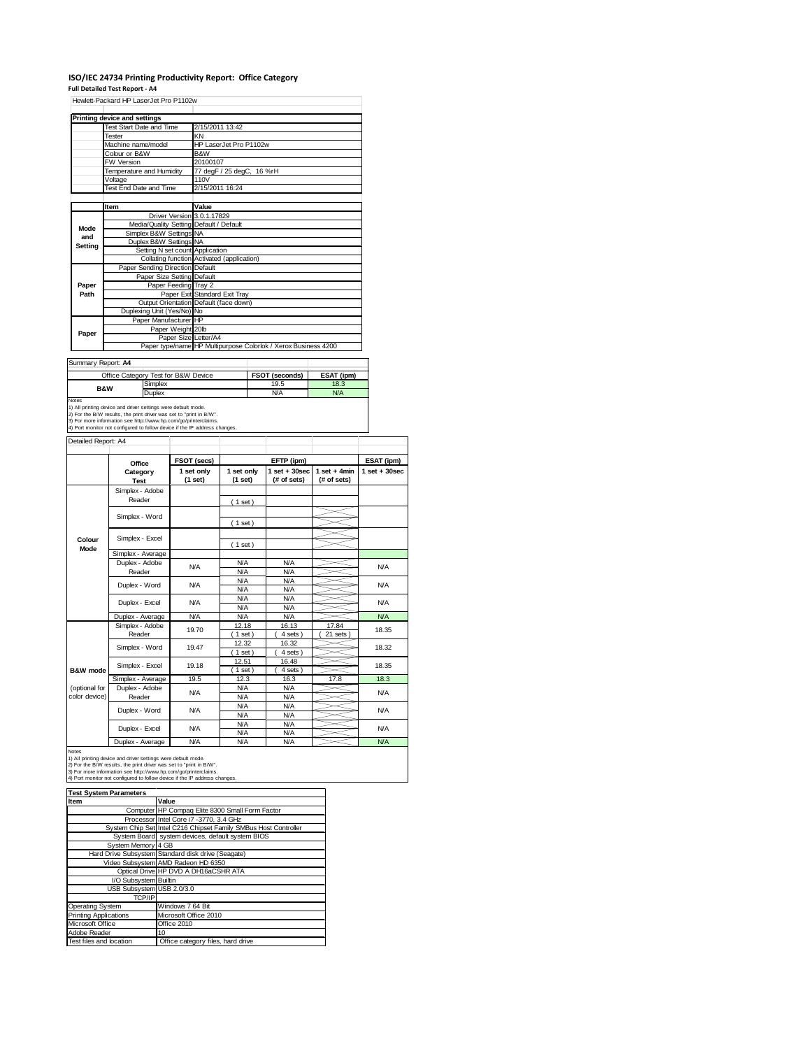# ISO/IEC 24734 Printing Productivity Report: Office Category

**Full Detailed Test Report - A4**

Hewlett-Packard HP LaserJet Pro P1102w

| Printing device and settings | |
|---|---|
| Test Start Date and Time | 2/15/2011 13:42 |
| Tester | KN |
| Machine name/model | HP LaserJet Pro P1102w |
| Colour or B&W | B&W |
| FW Version | 20100107 |
| Temperature and Humidity | 77 degF / 25 degC, 16 %rH |
| Voltage | 110V |
| Test End Date and Time | 2/15/2011 16:24 |

| | Item | Value |
|---|---|---|
| Mode and Setting | Driver Version | 3.0.1.17829 |
| | Media/Quality Setting | Default / Default |
| | Simplex B&W Settings | NA |
| | Duplex B&W Settings | NA |
| | Setting N set count | Application |
| | Collating function | Activated (application) |
| Paper Path | Paper Sending Direction | Default |
| | Paper Size Setting | Default |
| | Paper Feeding | Tray 2 |
| | Paper Exit | Standard Exit Tray |
| | Output Orientation | Default (face down) |
| | Duplexing Unit (Yes/No) | No |
| Paper | Paper Manufacturer | HP |
| | Paper Weight | 20lb |
| | Paper Size | Letter/A4 |
| | Paper type/name | HP Multipurpose Colorlok / Xerox Business 4200 |

Summary Report: **A4**

| Office Category Test for B&W Device | | FSOT (seconds) | ESAT (ipm) |
|---|---|---|---|
| B&W | Simplex | 19.5 | 18.3 |
| | Duplex | N/A | N/A |

Notes
1) All printing device and driver settings were default mode.
2) For the B/W results, the print driver was set to "print in B/W".
3) For more information see http://www.hp.com/go/printerclaims.
4) Port monitor not configured to follow device if the IP address changes.

Detailed Report: A4

| | Office Category Test | FSOT (secs) 1 set only (1 set) | EFTP (ipm) 1 set only (1 set) | EFTP (ipm) 1 set + 30sec (# of sets) | EFTP (ipm) 1 set + 4min (# of sets) | ESAT (ipm) 1 set + 30sec |
|---|---|---|---|---|---|---|
| Colour Mode | Simplex - Adobe Reader | | ( 1 set ) | | | |
| | Simplex - Word | | ( 1 set ) | | | |
| | Simplex - Excel | | ( 1 set ) | | | |
| | Simplex - Average | | | | | |
| | Duplex - Adobe Reader | N/A | N/A / N/A | N/A / N/A | | N/A |
| | Duplex - Word | N/A | N/A / N/A | N/A / N/A | | N/A |
| | Duplex - Excel | N/A | N/A / N/A | N/A / N/A | | N/A |
| | Duplex - Average | N/A | N/A | N/A | | N/A |
| B&W mode (optional for color device) | Simplex - Adobe Reader | 19.70 | 12.18 ( 1 set ) | 16.13 ( 4 sets ) | 17.84 ( 21 sets ) | 18.35 |
| | Simplex - Word | 19.47 | 12.32 ( 1 set ) | 16.32 ( 4 sets ) | | 18.32 |
| | Simplex - Excel | 19.18 | 12.51 ( 1 set ) | 16.48 ( 4 sets ) | | 18.35 |
| | Simplex - Average | 19.5 | 12.3 | 16.3 | 17.8 | 18.3 |
| | Duplex - Adobe Reader | N/A | N/A / N/A | N/A / N/A | | N/A |
| | Duplex - Word | N/A | N/A / N/A | N/A / N/A | | N/A |
| | Duplex - Excel | N/A | N/A / N/A | N/A / N/A | | N/A |
| | Duplex - Average | N/A | N/A | N/A | | N/A |

Notes
1) All printing device and driver settings were default mode.
2) For the B/W results, the print driver was set to "print in B/W".
3) For more information see http://www.hp.com/go/printerclaims.
4) Port monitor not configured to follow device if the IP address changes.

| Test System Parameters | |
|---|---|
| **Item** | **Value** |
| Computer | HP Compaq Elite 8300 Small Form Factor |
| Processor | Intel Core i7 -3770, 3.4 GHz |
| System Chip Set | Intel C216 Chipset Family SMBus Host Controller |
| System Board | system devices, default system BIOS |
| System Memory | 4 GB |
| Hard Drive Subsystem | Standard disk drive (Seagate) |
| Video Subsystem | AMD Radeon HD 6350 |
| Optical Drive | HP DVD A DH16aCSHR ATA |
| I/O Subsystem | Builtin |
| USB Subsystem | USB 2.0/3.0 |
| TCP/IP | |
| Operating System | Windows 7 64 Bit |
| Printing Applications | Microsoft Office 2010 |
| Microsoft Office | Office 2010 |
| Adobe Reader | 10 |
| Test files and location | Office category files, hard drive |